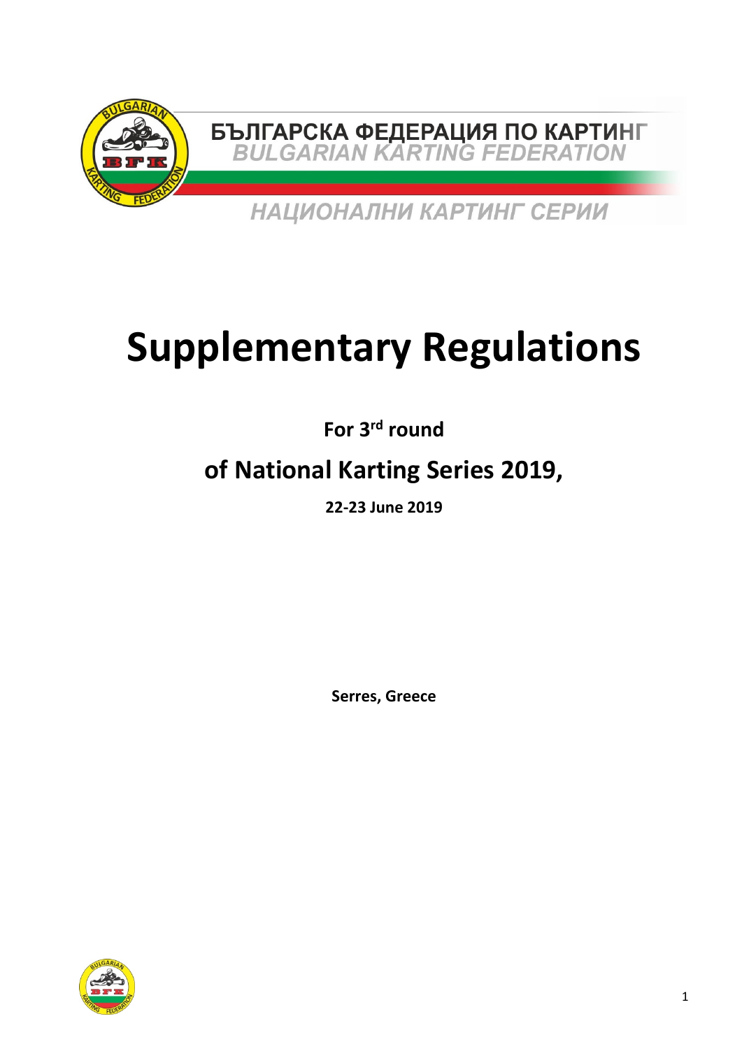БЪЛГАРСКА ФЕДЕРАЦИЯ ПО КАРТИНГ
*BULGARIAN KARTING FEDERATION*

*НАЦИОНАЛНИ КАРТИНГ СЕРИИ*

# Supplementary Regulations

**For 3rd round**

## of National Karting Series 2019,

**22-23 June 2019**

**Serres, Greece**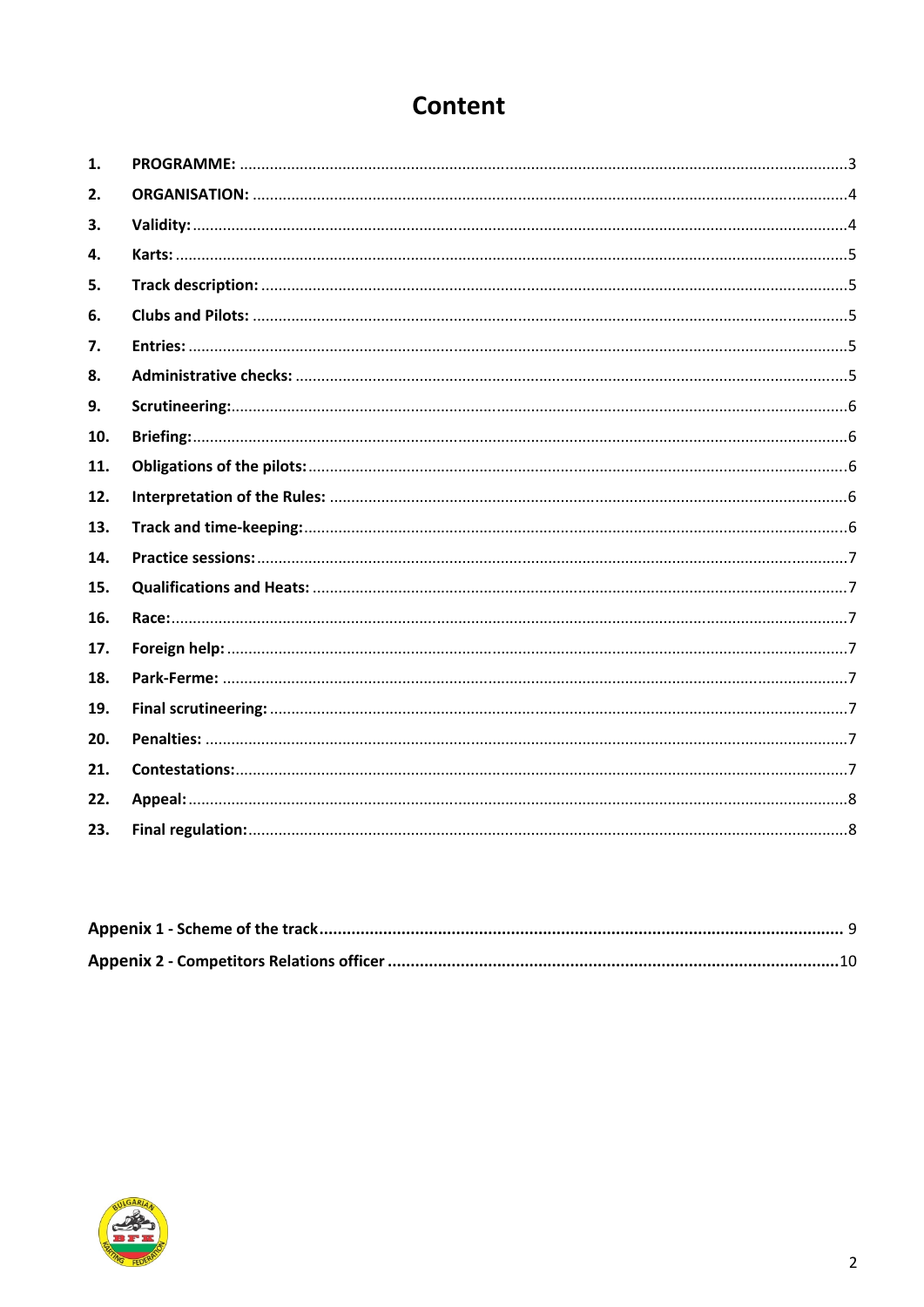# Content

1. **PROGRAMME:** ........................................................ 3
2. **ORGANISATION:** ........................................................ 4
3. **Validity:** ........................................................ 4
4. **Karts:** ........................................................ 5
5. **Track description:** ........................................................ 5
6. **Clubs and Pilots:** ........................................................ 5
7. **Entries:** ........................................................ 5
8. **Administrative checks:** ........................................................ 5
9. **Scrutineering:** ........................................................ 6
10. **Briefing:** ........................................................ 6
11. **Obligations of the pilots:** ........................................................ 6
12. **Interpretation of the Rules:** ........................................................ 6
13. **Track and time-keeping:** ........................................................ 6
14. **Practice sessions:** ........................................................ 7
15. **Qualifications and Heats:** ........................................................ 7
16. **Race:** ........................................................ 7
17. **Foreign help:** ........................................................ 7
18. **Park-Ferme:** ........................................................ 7
19. **Final scrutineering:** ........................................................ 7
20. **Penalties:** ........................................................ 7
21. **Contestations:** ........................................................ 7
22. **Appeal:** ........................................................ 8
23. **Final regulation:** ........................................................ 8

**Appenix 1 - Scheme of the track** ........................................................ 9

**Appenix 2 - Competitors Relations officer** ........................................................ 10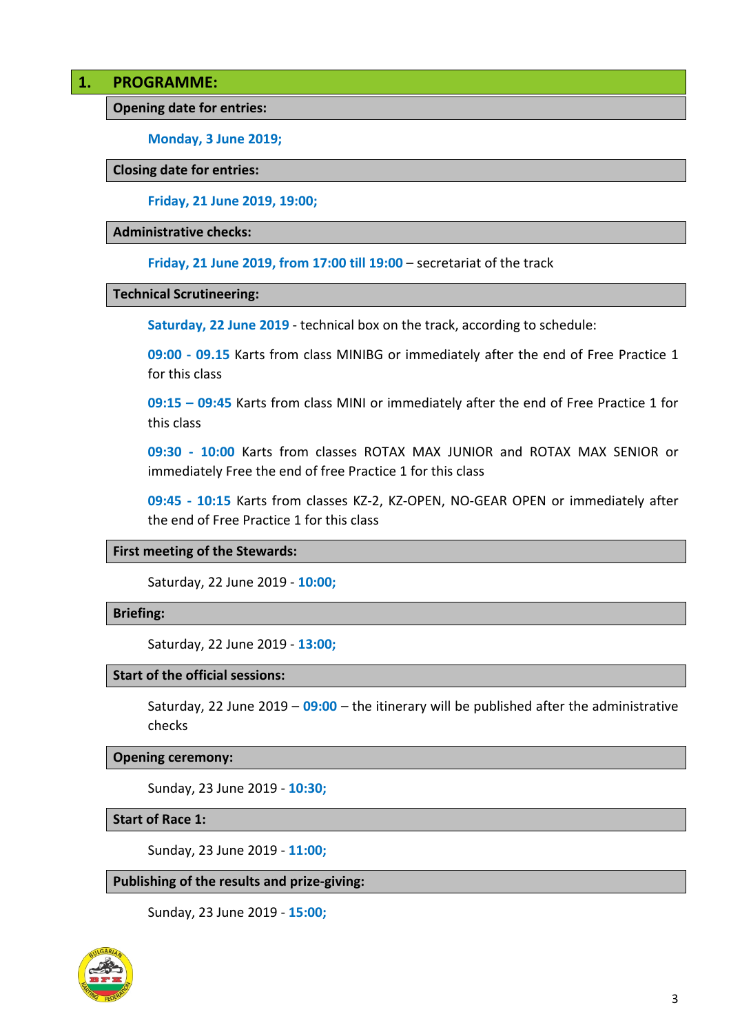## 1. PROGRAMME:

### Opening date for entries:

**Monday, 3 June 2019;**

### Closing date for entries:

**Friday, 21 June 2019, 19:00;**

### Administrative checks:

**Friday, 21 June 2019, from 17:00 till 19:00** – secretariat of the track

### Technical Scrutineering:

**Saturday, 22 June 2019** - technical box on the track, according to schedule:

**09:00 - 09.15** Karts from class MINIBG or immediately after the end of Free Practice 1 for this class

**09:15 – 09:45** Karts from class MINI or immediately after the end of Free Practice 1 for this class

**09:30 - 10:00** Karts from classes ROTAX MAX JUNIOR and ROTAX MAX SENIOR or immediately Free the end of free Practice 1 for this class

**09:45 - 10:15** Karts from classes KZ-2, KZ-OPEN, NO-GEAR OPEN or immediately after the end of Free Practice 1 for this class

### First meeting of the Stewards:

Saturday, 22 June 2019 - **10:00;**

### Briefing:

Saturday, 22 June 2019 - **13:00;**

### Start of the official sessions:

Saturday, 22 June 2019 – **09:00** – the itinerary will be published after the administrative checks

### Opening ceremony:

Sunday, 23 June 2019 - **10:30;**

### Start of Race 1:

Sunday, 23 June 2019 - **11:00;**

### Publishing of the results and prize-giving:

Sunday, 23 June 2019 - **15:00;**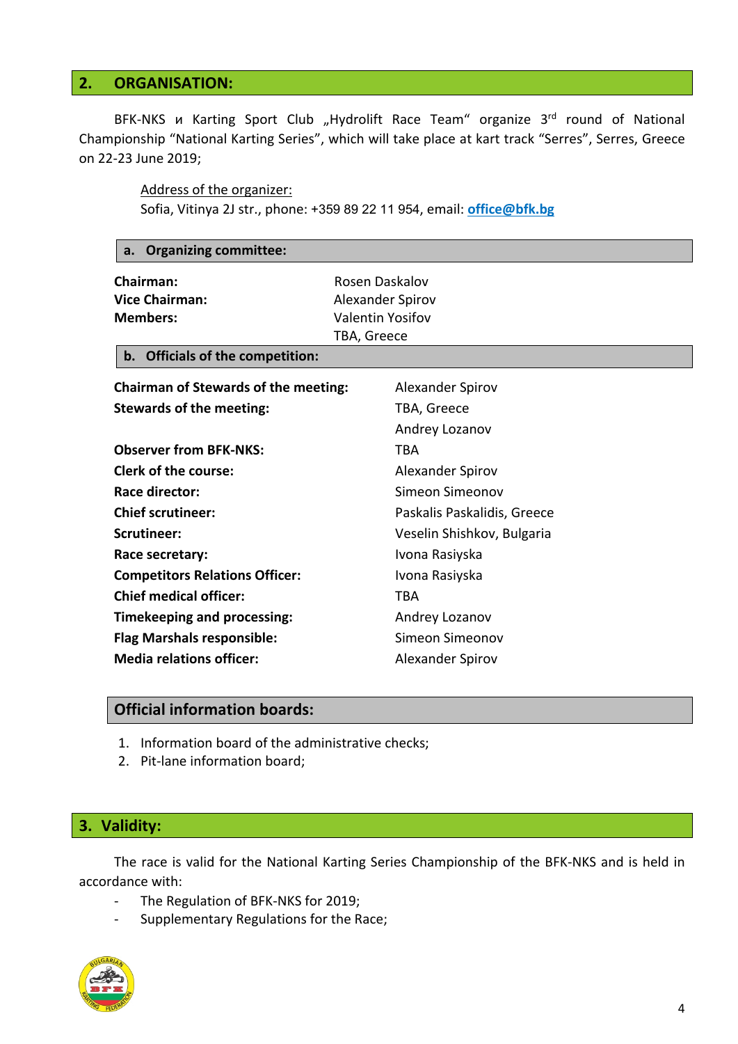## 2. ORGANISATION:

BFK-NKS и Karting Sport Club „Hydrolift Race Team" organize 3rd round of National Championship "National Karting Series", which will take place at kart track "Serres", Serres, Greece on 22-23 June 2019;

Address of the organizer:
Sofia, Vitinya 2J str., phone: +359 89 22 11 954, email: **office@bfk.bg**

### a. Organizing committee:

| | |
|---|---|
| **Chairman:** | Rosen Daskalov |
| **Vice Chairman:** | Alexander Spirov |
| **Members:** | Valentin Yosifov |
| | TBA, Greece |

### b. Officials of the competition:

| | |
|---|---|
| **Chairman of Stewards of the meeting:** | Alexander Spirov |
| **Stewards of the meeting:** | TBA, Greece |
| | Andrey Lozanov |
| **Observer from BFK-NKS:** | TBA |
| **Clerk of the course:** | Alexander Spirov |
| **Race director:** | Simeon Simeonov |
| **Chief scrutineer:** | Paskalis Paskalidis, Greece |
| **Scrutineer:** | Veselin Shishkov, Bulgaria |
| **Race secretary:** | Ivona Rasiyska |
| **Competitors Relations Officer:** | Ivona Rasiyska |
| **Chief medical officer:** | TBA |
| **Timekeeping and processing:** | Andrey Lozanov |
| **Flag Marshals responsible:** | Simeon Simeonov |
| **Media relations officer:** | Alexander Spirov |

### Official information boards:

1. Information board of the administrative checks;
2. Pit-lane information board;

## 3. Validity:

The race is valid for the National Karting Series Championship of the BFK-NKS and is held in accordance with:

- The Regulation of BFK-NKS for 2019;
- Supplementary Regulations for the Race;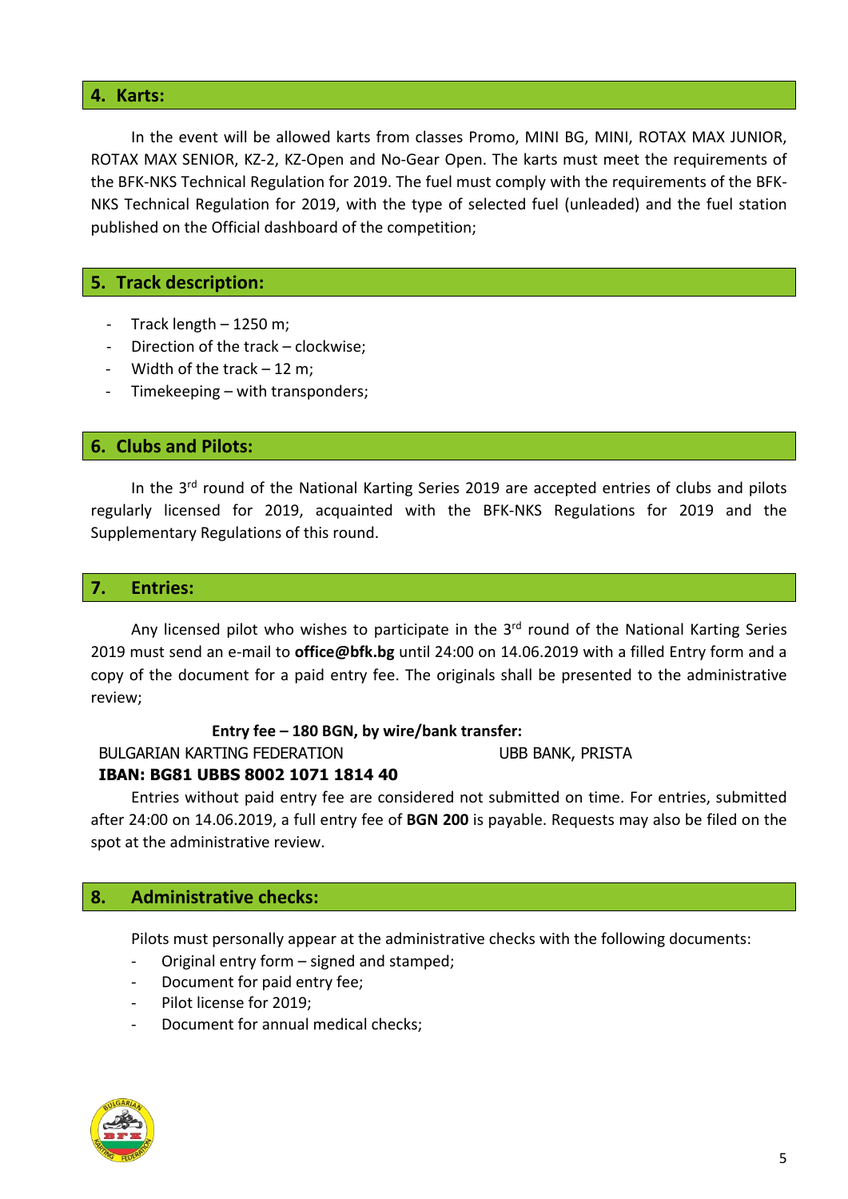## 4. Karts:

In the event will be allowed karts from classes Promo, MINI BG, MINI, ROTAX MAX JUNIOR, ROTAX MAX SENIOR, KZ-2, KZ-Open and No-Gear Open. The karts must meet the requirements of the BFK-NKS Technical Regulation for 2019. The fuel must comply with the requirements of the BFK-NKS Technical Regulation for 2019, with the type of selected fuel (unleaded) and the fuel station published on the Official dashboard of the competition;

## 5. Track description:

- Track length – 1250 m;
- Direction of the track – clockwise;
- Width of the track – 12 m;
- Timekeeping – with transponders;

## 6. Clubs and Pilots:

In the 3rd round of the National Karting Series 2019 are accepted entries of clubs and pilots regularly licensed for 2019, acquainted with the BFK-NKS Regulations for 2019 and the Supplementary Regulations of this round.

## 7. Entries:

Any licensed pilot who wishes to participate in the 3rd round of the National Karting Series 2019 must send an e-mail to **office@bfk.bg** until 24:00 on 14.06.2019 with a filled Entry form and a copy of the document for a paid entry fee. The originals shall be presented to the administrative review;

**Entry fee – 180 BGN, by wire/bank transfer:**

BULGARIAN KARTING FEDERATION UBB BANK, PRISTA

**IBAN: BG81 UBBS 8002 1071 1814 40**

Entries without paid entry fee are considered not submitted on time. For entries, submitted after 24:00 on 14.06.2019, a full entry fee of **BGN 200** is payable. Requests may also be filed on the spot at the administrative review.

## 8. Administrative checks:

Pilots must personally appear at the administrative checks with the following documents:

- Original entry form – signed and stamped;
- Document for paid entry fee;
- Pilot license for 2019;
- Document for annual medical checks;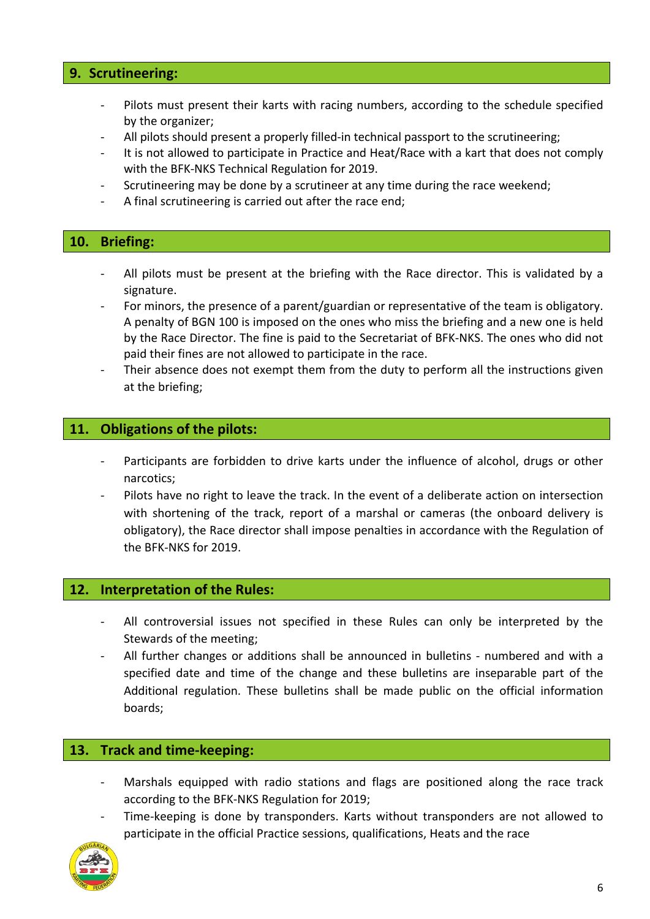## 9. Scrutineering:

- Pilots must present their karts with racing numbers, according to the schedule specified by the organizer;
- All pilots should present a properly filled-in technical passport to the scrutineering;
- It is not allowed to participate in Practice and Heat/Race with a kart that does not comply with the BFK-NKS Technical Regulation for 2019.
- Scrutineering may be done by a scrutineer at any time during the race weekend;
- A final scrutineering is carried out after the race end;

## 10. Briefing:

- All pilots must be present at the briefing with the Race director. This is validated by a signature.
- For minors, the presence of a parent/guardian or representative of the team is obligatory. A penalty of BGN 100 is imposed on the ones who miss the briefing and a new one is held by the Race Director. The fine is paid to the Secretariat of BFK-NKS. The ones who did not paid their fines are not allowed to participate in the race.
- Their absence does not exempt them from the duty to perform all the instructions given at the briefing;

## 11. Obligations of the pilots:

- Participants are forbidden to drive karts under the influence of alcohol, drugs or other narcotics;
- Pilots have no right to leave the track. In the event of a deliberate action on intersection with shortening of the track, report of a marshal or cameras (the onboard delivery is obligatory), the Race director shall impose penalties in accordance with the Regulation of the BFK-NKS for 2019.

## 12. Interpretation of the Rules:

- All controversial issues not specified in these Rules can only be interpreted by the Stewards of the meeting;
- All further changes or additions shall be announced in bulletins - numbered and with a specified date and time of the change and these bulletins are inseparable part of the Additional regulation. These bulletins shall be made public on the official information boards;

## 13. Track and time-keeping:

- Marshals equipped with radio stations and flags are positioned along the race track according to the BFK-NKS Regulation for 2019;
- Time-keeping is done by transponders. Karts without transponders are not allowed to participate in the official Practice sessions, qualifications, Heats and the race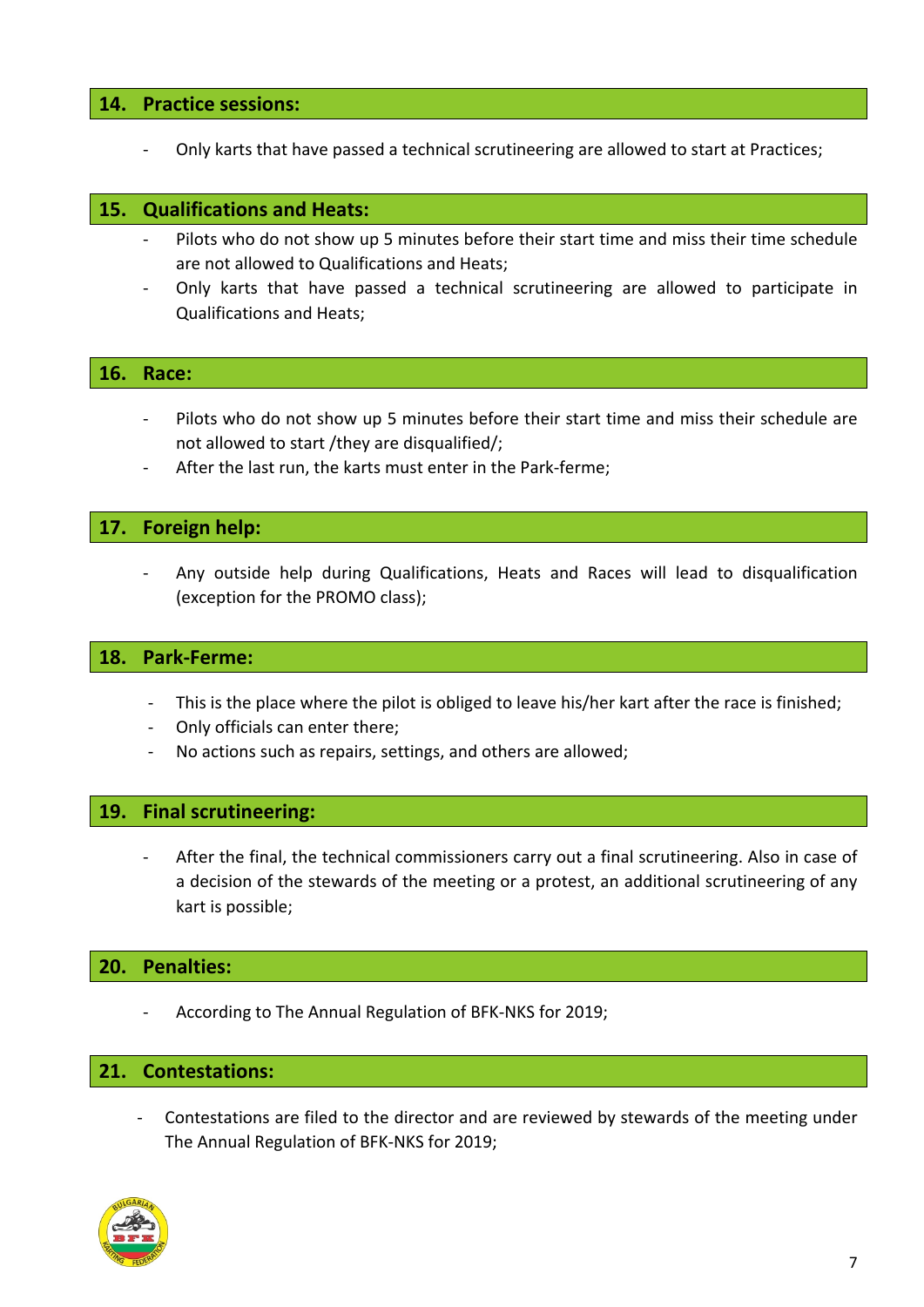## 14. Practice sessions:

- Only karts that have passed a technical scrutineering are allowed to start at Practices;

## 15. Qualifications and Heats:

- Pilots who do not show up 5 minutes before their start time and miss their time schedule are not allowed to Qualifications and Heats;
- Only karts that have passed a technical scrutineering are allowed to participate in Qualifications and Heats;

## 16. Race:

- Pilots who do not show up 5 minutes before their start time and miss their schedule are not allowed to start /they are disqualified/;
- After the last run, the karts must enter in the Park-ferme;

## 17. Foreign help:

- Any outside help during Qualifications, Heats and Races will lead to disqualification (exception for the PROMO class);

## 18. Park-Ferme:

- This is the place where the pilot is obliged to leave his/her kart after the race is finished;
- Only officials can enter there;
- No actions such as repairs, settings, and others are allowed;

## 19. Final scrutineering:

- After the final, the technical commissioners carry out a final scrutineering. Also in case of a decision of the stewards of the meeting or a protest, an additional scrutineering of any kart is possible;

## 20. Penalties:

- According to The Annual Regulation of BFK-NKS for 2019;

## 21. Contestations:

- Contestations are filed to the director and are reviewed by stewards of the meeting under The Annual Regulation of BFK-NKS for 2019;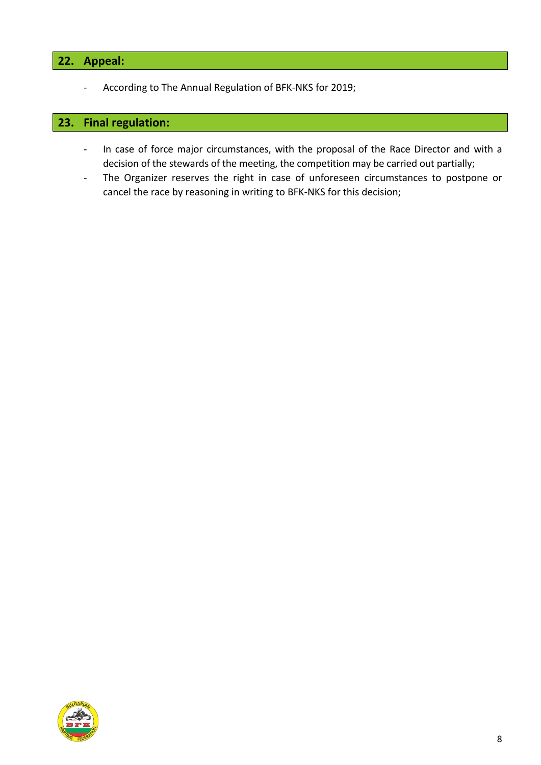## 22. Appeal:

- According to The Annual Regulation of BFK-NKS for 2019;

## 23. Final regulation:

- In case of force major circumstances, with the proposal of the Race Director and with a decision of the stewards of the meeting, the competition may be carried out partially;
- The Organizer reserves the right in case of unforeseen circumstances to postpone or cancel the race by reasoning in writing to BFK-NKS for this decision;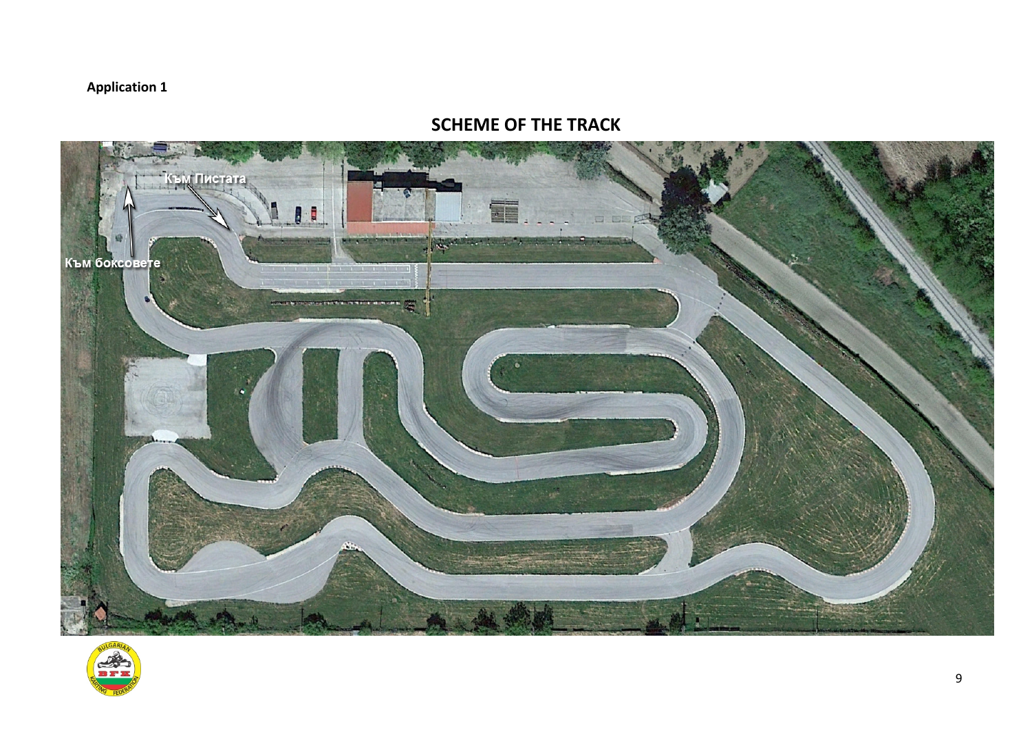**Application 1**

## SCHEME OF THE TRACK

Към Пистата

Към боксовете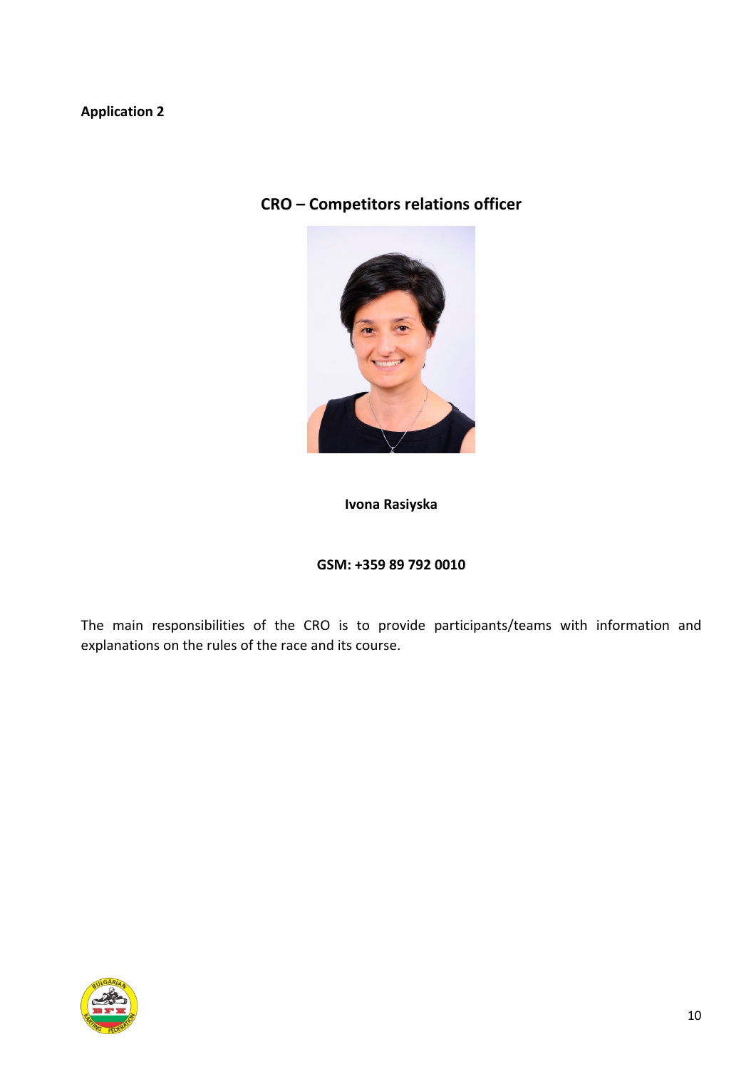**Application 2**

## CRO – Competitors relations officer

**Ivona Rasiyska**

**GSM: +359 89 792 0010**

The main responsibilities of the CRO is to provide participants/teams with information and explanations on the rules of the race and its course.